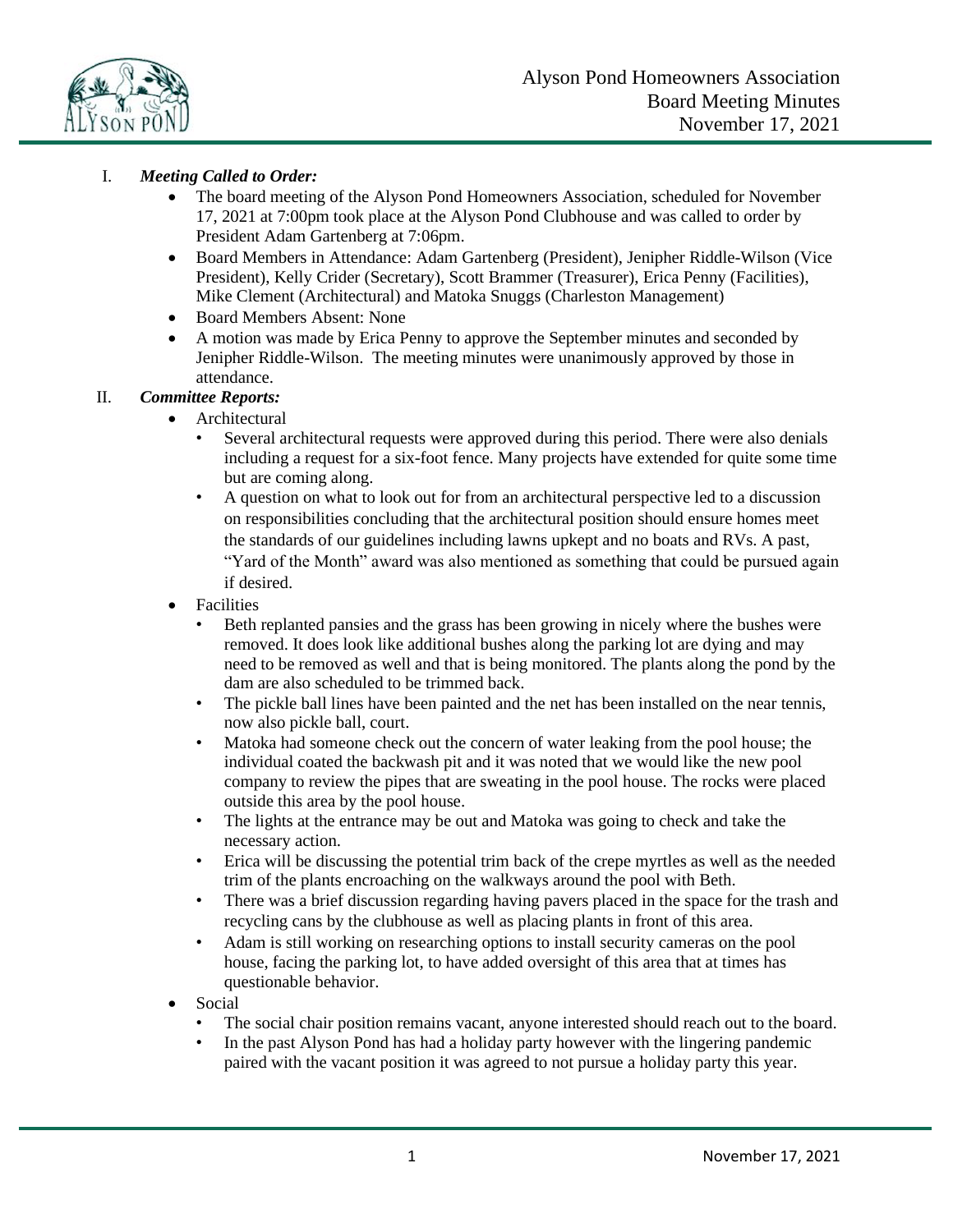Alyson Pond Homeowners Association
Board Meeting Minutes
November 17, 2021

## I. *Meeting Called to Order:*

- The board meeting of the Alyson Pond Homeowners Association, scheduled for November 17, 2021 at 7:00pm took place at the Alyson Pond Clubhouse and was called to order by President Adam Gartenberg at 7:06pm.
- Board Members in Attendance: Adam Gartenberg (President), Jenipher Riddle-Wilson (Vice President), Kelly Crider (Secretary), Scott Brammer (Treasurer), Erica Penny (Facilities), Mike Clement (Architectural) and Matoka Snuggs (Charleston Management)
- Board Members Absent: None
- A motion was made by Erica Penny to approve the September minutes and seconded by Jenipher Riddle-Wilson. The meeting minutes were unanimously approved by those in attendance.

## II. *Committee Reports:*

- Architectural
  - Several architectural requests were approved during this period. There were also denials including a request for a six-foot fence. Many projects have extended for quite some time but are coming along.
  - A question on what to look out for from an architectural perspective led to a discussion on responsibilities concluding that the architectural position should ensure homes meet the standards of our guidelines including lawns upkept and no boats and RVs. A past, "Yard of the Month" award was also mentioned as something that could be pursued again if desired.
- Facilities
  - Beth replanted pansies and the grass has been growing in nicely where the bushes were removed. It does look like additional bushes along the parking lot are dying and may need to be removed as well and that is being monitored. The plants along the pond by the dam are also scheduled to be trimmed back.
  - The pickle ball lines have been painted and the net has been installed on the near tennis, now also pickle ball, court.
  - Matoka had someone check out the concern of water leaking from the pool house; the individual coated the backwash pit and it was noted that we would like the new pool company to review the pipes that are sweating in the pool house. The rocks were placed outside this area by the pool house.
  - The lights at the entrance may be out and Matoka was going to check and take the necessary action.
  - Erica will be discussing the potential trim back of the crepe myrtles as well as the needed trim of the plants encroaching on the walkways around the pool with Beth.
  - There was a brief discussion regarding having pavers placed in the space for the trash and recycling cans by the clubhouse as well as placing plants in front of this area.
  - Adam is still working on researching options to install security cameras on the pool house, facing the parking lot, to have added oversight of this area that at times has questionable behavior.
- Social
  - The social chair position remains vacant, anyone interested should reach out to the board.
  - In the past Alyson Pond has had a holiday party however with the lingering pandemic paired with the vacant position it was agreed to not pursue a holiday party this year.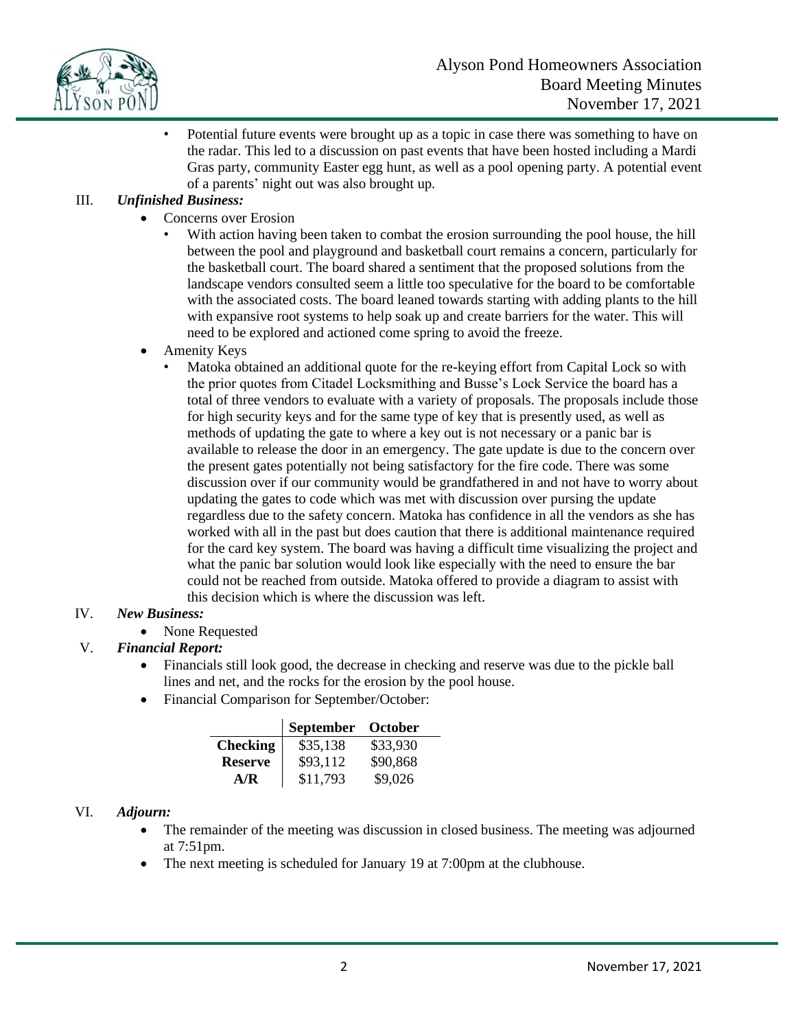- Potential future events were brought up as a topic in case there was something to have on the radar. This led to a discussion on past events that have been hosted including a Mardi Gras party, community Easter egg hunt, as well as a pool opening party. A potential event of a parents' night out was also brought up.

III. ***Unfinished Business:***

- Concerns over Erosion
    - With action having been taken to combat the erosion surrounding the pool house, the hill between the pool and playground and basketball court remains a concern, particularly for the basketball court. The board shared a sentiment that the proposed solutions from the landscape vendors consulted seem a little too speculative for the board to be comfortable with the associated costs. The board leaned towards starting with adding plants to the hill with expansive root systems to help soak up and create barriers for the water. This will need to be explored and actioned come spring to avoid the freeze.
- Amenity Keys
    - Matoka obtained an additional quote for the re-keying effort from Capital Lock so with the prior quotes from Citadel Locksmithing and Busse's Lock Service the board has a total of three vendors to evaluate with a variety of proposals. The proposals include those for high security keys and for the same type of key that is presently used, as well as methods of updating the gate to where a key out is not necessary or a panic bar is available to release the door in an emergency. The gate update is due to the concern over the present gates potentially not being satisfactory for the fire code. There was some discussion over if our community would be grandfathered in and not have to worry about updating the gates to code which was met with discussion over pursing the update regardless due to the safety concern. Matoka has confidence in all the vendors as she has worked with all in the past but does caution that there is additional maintenance required for the card key system. The board was having a difficult time visualizing the project and what the panic bar solution would look like especially with the need to ensure the bar could not be reached from outside. Matoka offered to provide a diagram to assist with this decision which is where the discussion was left.

IV. ***New Business:***

- None Requested

V. ***Financial Report:***

- Financials still look good, the decrease in checking and reserve was due to the pickle ball lines and net, and the rocks for the erosion by the pool house.
- Financial Comparison for September/October:

| | September | October |
|---|---|---|
| **Checking** | $35,138 | $33,930 |
| **Reserve** | $93,112 | $90,868 |
| **A/R** | $11,793 | $9,026 |

VI. ***Adjourn:***

- The remainder of the meeting was discussion in closed business. The meeting was adjourned at 7:51pm.
- The next meeting is scheduled for January 19 at 7:00pm at the clubhouse.